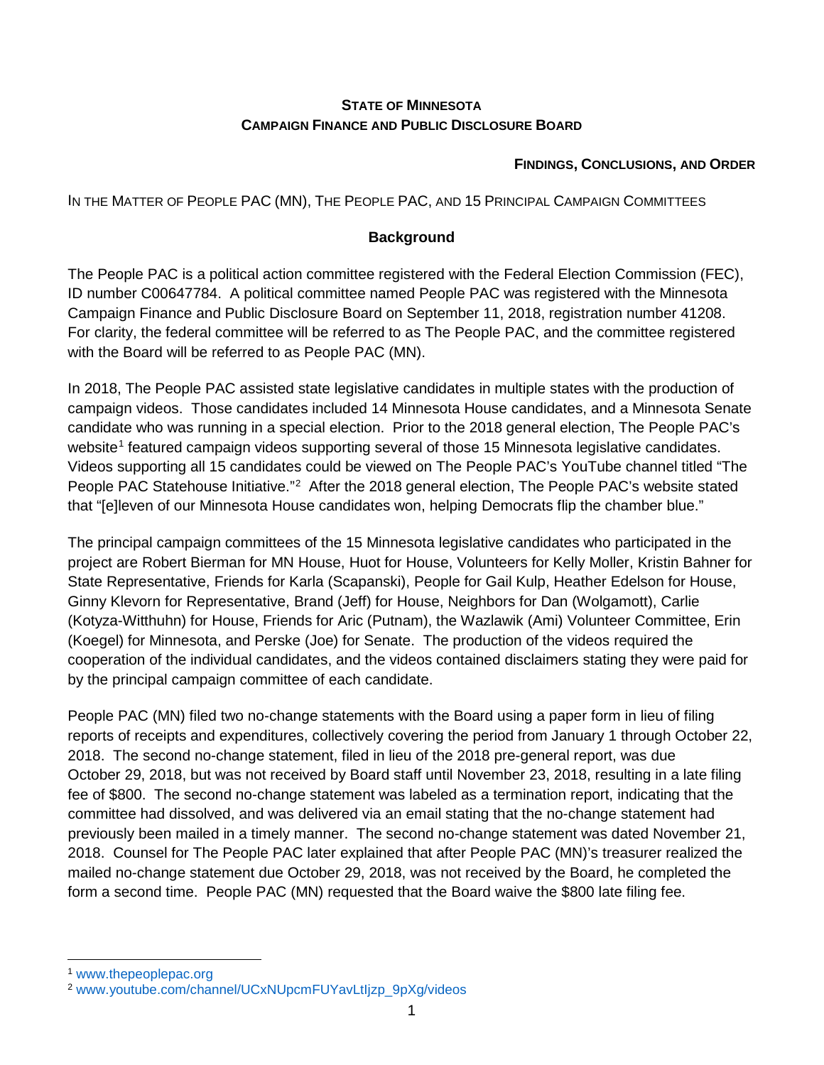**STATE OF MINNESOTA**
**CAMPAIGN FINANCE AND PUBLIC DISCLOSURE BOARD**

**FINDINGS, CONCLUSIONS, AND ORDER**

IN THE MATTER OF PEOPLE PAC (MN), THE PEOPLE PAC, AND 15 PRINCIPAL CAMPAIGN COMMITTEES

## Background

The People PAC is a political action committee registered with the Federal Election Commission (FEC), ID number C00647784. A political committee named People PAC was registered with the Minnesota Campaign Finance and Public Disclosure Board on September 11, 2018, registration number 41208. For clarity, the federal committee will be referred to as The People PAC, and the committee registered with the Board will be referred to as People PAC (MN).

In 2018, The People PAC assisted state legislative candidates in multiple states with the production of campaign videos. Those candidates included 14 Minnesota House candidates, and a Minnesota Senate candidate who was running in a special election. Prior to the 2018 general election, The People PAC's website[1] featured campaign videos supporting several of those 15 Minnesota legislative candidates. Videos supporting all 15 candidates could be viewed on The People PAC's YouTube channel titled "The People PAC Statehouse Initiative."[2] After the 2018 general election, The People PAC's website stated that "[e]leven of our Minnesota House candidates won, helping Democrats flip the chamber blue."

The principal campaign committees of the 15 Minnesota legislative candidates who participated in the project are Robert Bierman for MN House, Huot for House, Volunteers for Kelly Moller, Kristin Bahner for State Representative, Friends for Karla (Scapanski), People for Gail Kulp, Heather Edelson for House, Ginny Klevorn for Representative, Brand (Jeff) for House, Neighbors for Dan (Wolgamott), Carlie (Kotyza-Witthuhn) for House, Friends for Aric (Putnam), the Wazlawik (Ami) Volunteer Committee, Erin (Koegel) for Minnesota, and Perske (Joe) for Senate. The production of the videos required the cooperation of the individual candidates, and the videos contained disclaimers stating they were paid for by the principal campaign committee of each candidate.

People PAC (MN) filed two no-change statements with the Board using a paper form in lieu of filing reports of receipts and expenditures, collectively covering the period from January 1 through October 22, 2018. The second no-change statement, filed in lieu of the 2018 pre-general report, was due October 29, 2018, but was not received by Board staff until November 23, 2018, resulting in a late filing fee of $800. The second no-change statement was labeled as a termination report, indicating that the committee had dissolved, and was delivered via an email stating that the no-change statement had previously been mailed in a timely manner. The second no-change statement was dated November 21, 2018. Counsel for The People PAC later explained that after People PAC (MN)'s treasurer realized the mailed no-change statement due October 29, 2018, was not received by the Board, he completed the form a second time. People PAC (MN) requested that the Board waive the $800 late filing fee.

---

[1] www.thepeoplepac.org

[2] www.youtube.com/channel/UCxNUpcmFUYavLtIjzp_9pXg/videos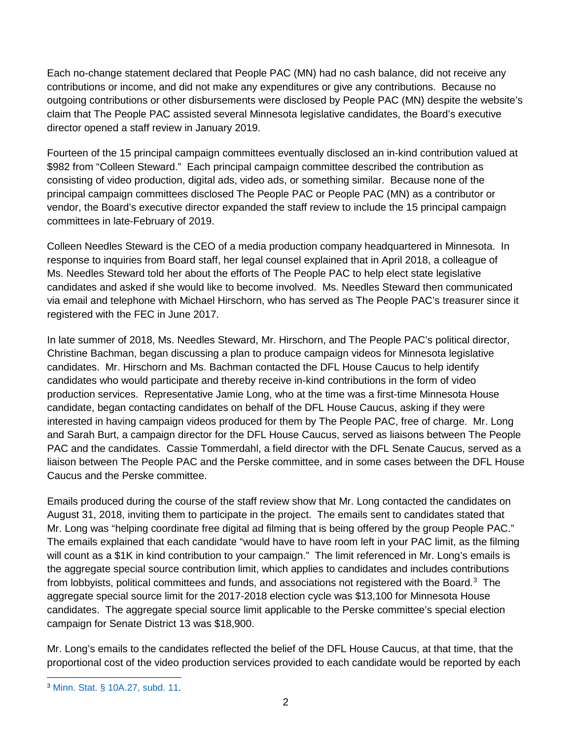Each no-change statement declared that People PAC (MN) had no cash balance, did not receive any contributions or income, and did not make any expenditures or give any contributions. Because no outgoing contributions or other disbursements were disclosed by People PAC (MN) despite the website's claim that The People PAC assisted several Minnesota legislative candidates, the Board's executive director opened a staff review in January 2019.

Fourteen of the 15 principal campaign committees eventually disclosed an in-kind contribution valued at $982 from "Colleen Steward." Each principal campaign committee described the contribution as consisting of video production, digital ads, video ads, or something similar. Because none of the principal campaign committees disclosed The People PAC or People PAC (MN) as a contributor or vendor, the Board's executive director expanded the staff review to include the 15 principal campaign committees in late-February of 2019.

Colleen Needles Steward is the CEO of a media production company headquartered in Minnesota. In response to inquiries from Board staff, her legal counsel explained that in April 2018, a colleague of Ms. Needles Steward told her about the efforts of The People PAC to help elect state legislative candidates and asked if she would like to become involved. Ms. Needles Steward then communicated via email and telephone with Michael Hirschorn, who has served as The People PAC's treasurer since it registered with the FEC in June 2017.

In late summer of 2018, Ms. Needles Steward, Mr. Hirschorn, and The People PAC's political director, Christine Bachman, began discussing a plan to produce campaign videos for Minnesota legislative candidates. Mr. Hirschorn and Ms. Bachman contacted the DFL House Caucus to help identify candidates who would participate and thereby receive in-kind contributions in the form of video production services. Representative Jamie Long, who at the time was a first-time Minnesota House candidate, began contacting candidates on behalf of the DFL House Caucus, asking if they were interested in having campaign videos produced for them by The People PAC, free of charge. Mr. Long and Sarah Burt, a campaign director for the DFL House Caucus, served as liaisons between The People PAC and the candidates. Cassie Tommerdahl, a field director with the DFL Senate Caucus, served as a liaison between The People PAC and the Perske committee, and in some cases between the DFL House Caucus and the Perske committee.

Emails produced during the course of the staff review show that Mr. Long contacted the candidates on August 31, 2018, inviting them to participate in the project. The emails sent to candidates stated that Mr. Long was "helping coordinate free digital ad filming that is being offered by the group People PAC." The emails explained that each candidate "would have to have room left in your PAC limit, as the filming will count as a $1K in kind contribution to your campaign." The limit referenced in Mr. Long's emails is the aggregate special source contribution limit, which applies to candidates and includes contributions from lobbyists, political committees and funds, and associations not registered with the Board.[3] The aggregate special source limit for the 2017-2018 election cycle was $13,100 for Minnesota House candidates. The aggregate special source limit applicable to the Perske committee's special election campaign for Senate District 13 was $18,900.

Mr. Long's emails to the candidates reflected the belief of the DFL House Caucus, at that time, that the proportional cost of the video production services provided to each candidate would be reported by each

[3] Minn. Stat. § 10A.27, subd. 11.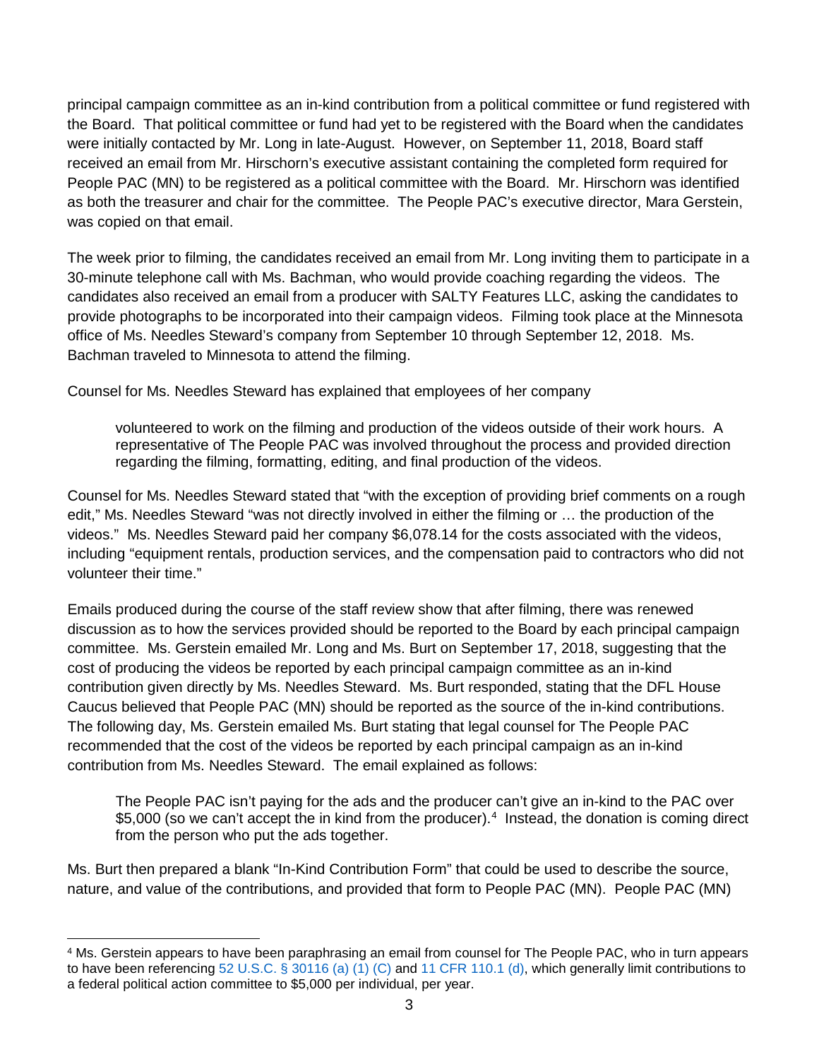principal campaign committee as an in-kind contribution from a political committee or fund registered with the Board. That political committee or fund had yet to be registered with the Board when the candidates were initially contacted by Mr. Long in late-August. However, on September 11, 2018, Board staff received an email from Mr. Hirschorn's executive assistant containing the completed form required for People PAC (MN) to be registered as a political committee with the Board. Mr. Hirschorn was identified as both the treasurer and chair for the committee. The People PAC's executive director, Mara Gerstein, was copied on that email.

The week prior to filming, the candidates received an email from Mr. Long inviting them to participate in a 30-minute telephone call with Ms. Bachman, who would provide coaching regarding the videos. The candidates also received an email from a producer with SALTY Features LLC, asking the candidates to provide photographs to be incorporated into their campaign videos. Filming took place at the Minnesota office of Ms. Needles Steward's company from September 10 through September 12, 2018. Ms. Bachman traveled to Minnesota to attend the filming.

Counsel for Ms. Needles Steward has explained that employees of her company

> volunteered to work on the filming and production of the videos outside of their work hours. A representative of The People PAC was involved throughout the process and provided direction regarding the filming, formatting, editing, and final production of the videos.

Counsel for Ms. Needles Steward stated that "with the exception of providing brief comments on a rough edit," Ms. Needles Steward "was not directly involved in either the filming or … the production of the videos." Ms. Needles Steward paid her company $6,078.14 for the costs associated with the videos, including "equipment rentals, production services, and the compensation paid to contractors who did not volunteer their time."

Emails produced during the course of the staff review show that after filming, there was renewed discussion as to how the services provided should be reported to the Board by each principal campaign committee. Ms. Gerstein emailed Mr. Long and Ms. Burt on September 17, 2018, suggesting that the cost of producing the videos be reported by each principal campaign committee as an in-kind contribution given directly by Ms. Needles Steward. Ms. Burt responded, stating that the DFL House Caucus believed that People PAC (MN) should be reported as the source of the in-kind contributions. The following day, Ms. Gerstein emailed Ms. Burt stating that legal counsel for The People PAC recommended that the cost of the videos be reported by each principal campaign as an in-kind contribution from Ms. Needles Steward. The email explained as follows:

> The People PAC isn't paying for the ads and the producer can't give an in-kind to the PAC over $5,000 (so we can't accept the in kind from the producer).[4] Instead, the donation is coming direct from the person who put the ads together.

Ms. Burt then prepared a blank "In-Kind Contribution Form" that could be used to describe the source, nature, and value of the contributions, and provided that form to People PAC (MN). People PAC (MN)

---

[4] Ms. Gerstein appears to have been paraphrasing an email from counsel for The People PAC, who in turn appears to have been referencing 52 U.S.C. § 30116 (a) (1) (C) and 11 CFR 110.1 (d), which generally limit contributions to a federal political action committee to $5,000 per individual, per year.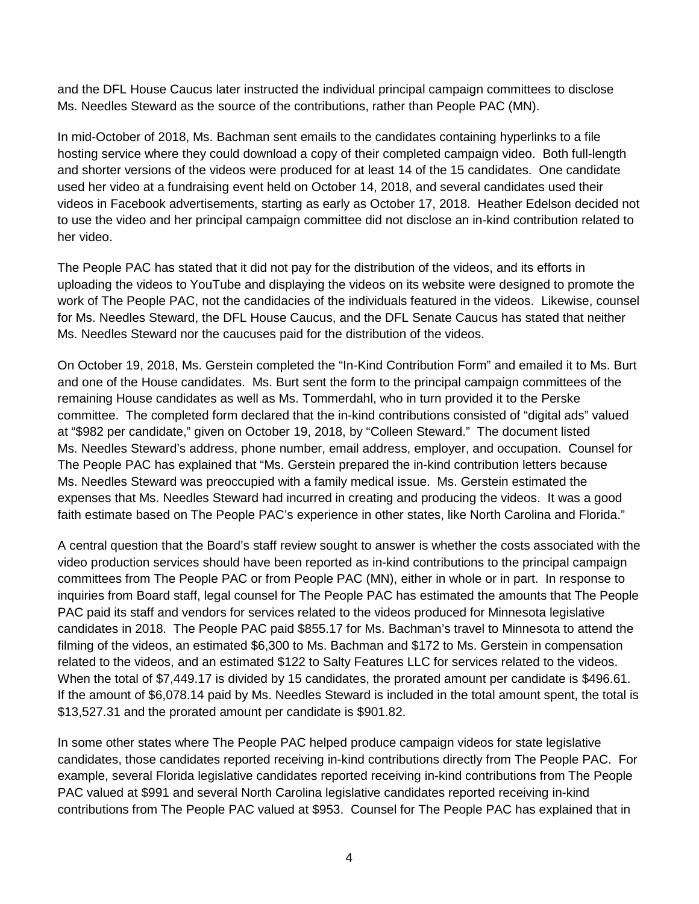and the DFL House Caucus later instructed the individual principal campaign committees to disclose Ms. Needles Steward as the source of the contributions, rather than People PAC (MN).

In mid-October of 2018, Ms. Bachman sent emails to the candidates containing hyperlinks to a file hosting service where they could download a copy of their completed campaign video. Both full-length and shorter versions of the videos were produced for at least 14 of the 15 candidates. One candidate used her video at a fundraising event held on October 14, 2018, and several candidates used their videos in Facebook advertisements, starting as early as October 17, 2018. Heather Edelson decided not to use the video and her principal campaign committee did not disclose an in-kind contribution related to her video.

The People PAC has stated that it did not pay for the distribution of the videos, and its efforts in uploading the videos to YouTube and displaying the videos on its website were designed to promote the work of The People PAC, not the candidacies of the individuals featured in the videos. Likewise, counsel for Ms. Needles Steward, the DFL House Caucus, and the DFL Senate Caucus has stated that neither Ms. Needles Steward nor the caucuses paid for the distribution of the videos.

On October 19, 2018, Ms. Gerstein completed the "In-Kind Contribution Form" and emailed it to Ms. Burt and one of the House candidates. Ms. Burt sent the form to the principal campaign committees of the remaining House candidates as well as Ms. Tommerdahl, who in turn provided it to the Perske committee. The completed form declared that the in-kind contributions consisted of "digital ads" valued at "$982 per candidate," given on October 19, 2018, by "Colleen Steward." The document listed Ms. Needles Steward's address, phone number, email address, employer, and occupation. Counsel for The People PAC has explained that "Ms. Gerstein prepared the in-kind contribution letters because Ms. Needles Steward was preoccupied with a family medical issue. Ms. Gerstein estimated the expenses that Ms. Needles Steward had incurred in creating and producing the videos. It was a good faith estimate based on The People PAC's experience in other states, like North Carolina and Florida."

A central question that the Board's staff review sought to answer is whether the costs associated with the video production services should have been reported as in-kind contributions to the principal campaign committees from The People PAC or from People PAC (MN), either in whole or in part. In response to inquiries from Board staff, legal counsel for The People PAC has estimated the amounts that The People PAC paid its staff and vendors for services related to the videos produced for Minnesota legislative candidates in 2018. The People PAC paid $855.17 for Ms. Bachman's travel to Minnesota to attend the filming of the videos, an estimated $6,300 to Ms. Bachman and $172 to Ms. Gerstein in compensation related to the videos, and an estimated $122 to Salty Features LLC for services related to the videos. When the total of $7,449.17 is divided by 15 candidates, the prorated amount per candidate is $496.61. If the amount of $6,078.14 paid by Ms. Needles Steward is included in the total amount spent, the total is $13,527.31 and the prorated amount per candidate is $901.82.

In some other states where The People PAC helped produce campaign videos for state legislative candidates, those candidates reported receiving in-kind contributions directly from The People PAC. For example, several Florida legislative candidates reported receiving in-kind contributions from The People PAC valued at $991 and several North Carolina legislative candidates reported receiving in-kind contributions from The People PAC valued at $953. Counsel for The People PAC has explained that in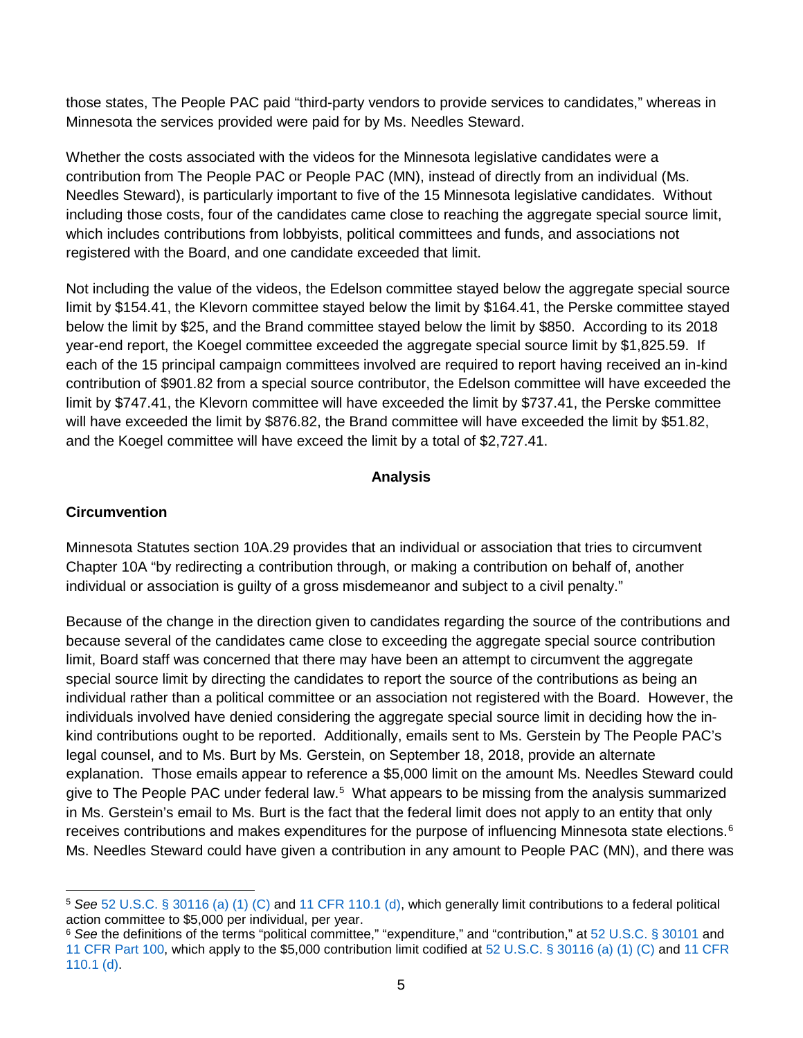those states, The People PAC paid "third-party vendors to provide services to candidates," whereas in Minnesota the services provided were paid for by Ms. Needles Steward.

Whether the costs associated with the videos for the Minnesota legislative candidates were a contribution from The People PAC or People PAC (MN), instead of directly from an individual (Ms. Needles Steward), is particularly important to five of the 15 Minnesota legislative candidates. Without including those costs, four of the candidates came close to reaching the aggregate special source limit, which includes contributions from lobbyists, political committees and funds, and associations not registered with the Board, and one candidate exceeded that limit.

Not including the value of the videos, the Edelson committee stayed below the aggregate special source limit by $154.41, the Klevorn committee stayed below the limit by $164.41, the Perske committee stayed below the limit by $25, and the Brand committee stayed below the limit by $850. According to its 2018 year-end report, the Koegel committee exceeded the aggregate special source limit by $1,825.59. If each of the 15 principal campaign committees involved are required to report having received an in-kind contribution of $901.82 from a special source contributor, the Edelson committee will have exceeded the limit by $747.41, the Klevorn committee will have exceeded the limit by $737.41, the Perske committee will have exceeded the limit by $876.82, the Brand committee will have exceeded the limit by $51.82, and the Koegel committee will have exceed the limit by a total of $2,727.41.

## Analysis

### Circumvention

Minnesota Statutes section 10A.29 provides that an individual or association that tries to circumvent Chapter 10A "by redirecting a contribution through, or making a contribution on behalf of, another individual or association is guilty of a gross misdemeanor and subject to a civil penalty."

Because of the change in the direction given to candidates regarding the source of the contributions and because several of the candidates came close to exceeding the aggregate special source contribution limit, Board staff was concerned that there may have been an attempt to circumvent the aggregate special source limit by directing the candidates to report the source of the contributions as being an individual rather than a political committee or an association not registered with the Board. However, the individuals involved have denied considering the aggregate special source limit in deciding how the in-kind contributions ought to be reported. Additionally, emails sent to Ms. Gerstein by The People PAC's legal counsel, and to Ms. Burt by Ms. Gerstein, on September 18, 2018, provide an alternate explanation. Those emails appear to reference a $5,000 limit on the amount Ms. Needles Steward could give to The People PAC under federal law.[5] What appears to be missing from the analysis summarized in Ms. Gerstein's email to Ms. Burt is the fact that the federal limit does not apply to an entity that only receives contributions and makes expenditures for the purpose of influencing Minnesota state elections.[6] Ms. Needles Steward could have given a contribution in any amount to People PAC (MN), and there was

[5] *See* 52 U.S.C. § 30116 (a) (1) (C) and 11 CFR 110.1 (d), which generally limit contributions to a federal political action committee to $5,000 per individual, per year.

[6] *See* the definitions of the terms "political committee," "expenditure," and "contribution," at 52 U.S.C. § 30101 and 11 CFR Part 100, which apply to the $5,000 contribution limit codified at 52 U.S.C. § 30116 (a) (1) (C) and 11 CFR 110.1 (d).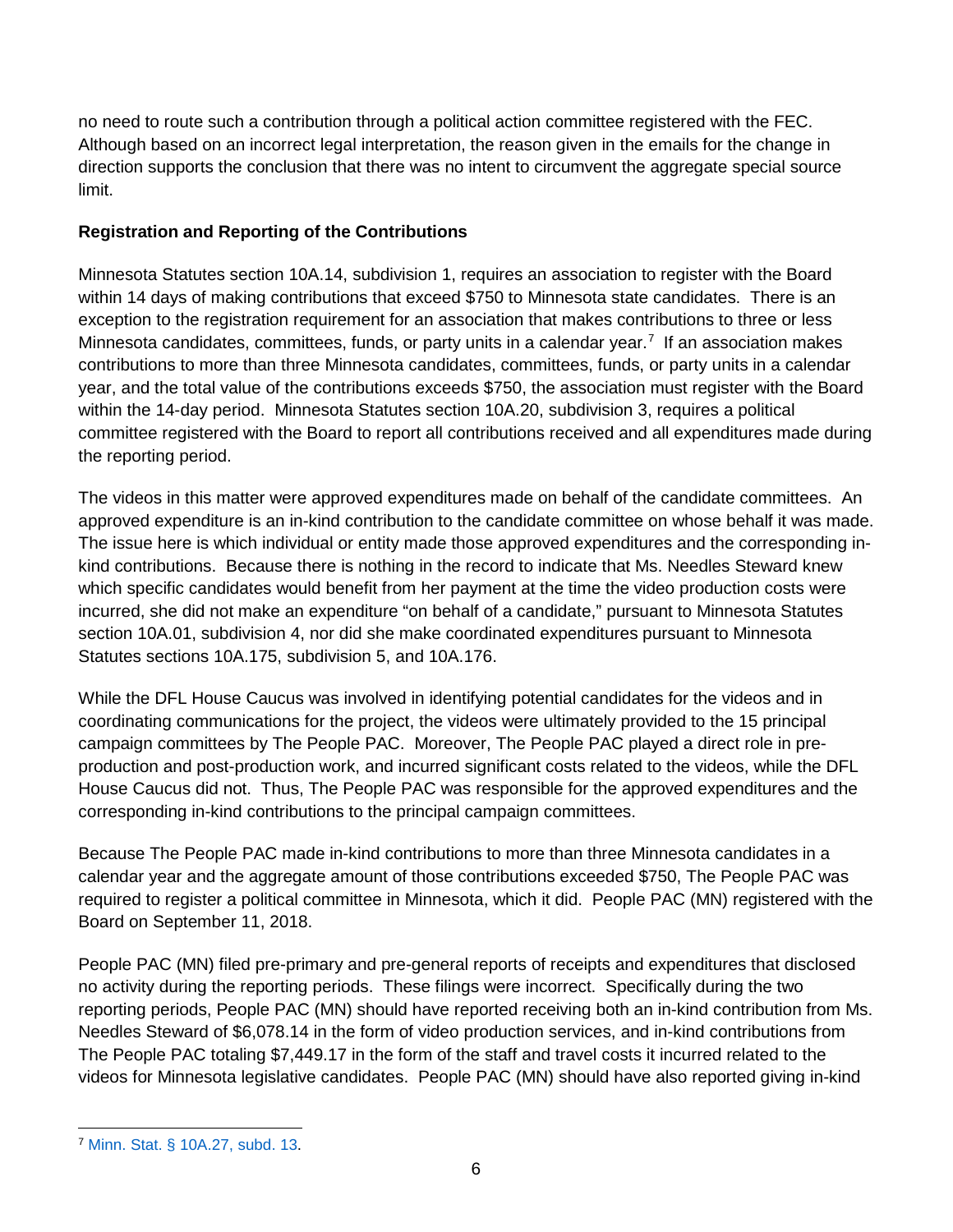no need to route such a contribution through a political action committee registered with the FEC. Although based on an incorrect legal interpretation, the reason given in the emails for the change in direction supports the conclusion that there was no intent to circumvent the aggregate special source limit.

**Registration and Reporting of the Contributions**

Minnesota Statutes section 10A.14, subdivision 1, requires an association to register with the Board within 14 days of making contributions that exceed $750 to Minnesota state candidates. There is an exception to the registration requirement for an association that makes contributions to three or less Minnesota candidates, committees, funds, or party units in a calendar year.[7] If an association makes contributions to more than three Minnesota candidates, committees, funds, or party units in a calendar year, and the total value of the contributions exceeds $750, the association must register with the Board within the 14-day period. Minnesota Statutes section 10A.20, subdivision 3, requires a political committee registered with the Board to report all contributions received and all expenditures made during the reporting period.

The videos in this matter were approved expenditures made on behalf of the candidate committees. An approved expenditure is an in-kind contribution to the candidate committee on whose behalf it was made. The issue here is which individual or entity made those approved expenditures and the corresponding in-kind contributions. Because there is nothing in the record to indicate that Ms. Needles Steward knew which specific candidates would benefit from her payment at the time the video production costs were incurred, she did not make an expenditure "on behalf of a candidate," pursuant to Minnesota Statutes section 10A.01, subdivision 4, nor did she make coordinated expenditures pursuant to Minnesota Statutes sections 10A.175, subdivision 5, and 10A.176.

While the DFL House Caucus was involved in identifying potential candidates for the videos and in coordinating communications for the project, the videos were ultimately provided to the 15 principal campaign committees by The People PAC. Moreover, The People PAC played a direct role in pre-production and post-production work, and incurred significant costs related to the videos, while the DFL House Caucus did not. Thus, The People PAC was responsible for the approved expenditures and the corresponding in-kind contributions to the principal campaign committees.

Because The People PAC made in-kind contributions to more than three Minnesota candidates in a calendar year and the aggregate amount of those contributions exceeded $750, The People PAC was required to register a political committee in Minnesota, which it did. People PAC (MN) registered with the Board on September 11, 2018.

People PAC (MN) filed pre-primary and pre-general reports of receipts and expenditures that disclosed no activity during the reporting periods. These filings were incorrect. Specifically during the two reporting periods, People PAC (MN) should have reported receiving both an in-kind contribution from Ms. Needles Steward of $6,078.14 in the form of video production services, and in-kind contributions from The People PAC totaling $7,449.17 in the form of the staff and travel costs it incurred related to the videos for Minnesota legislative candidates. People PAC (MN) should have also reported giving in-kind

---

[7] Minn. Stat. § 10A.27, subd. 13.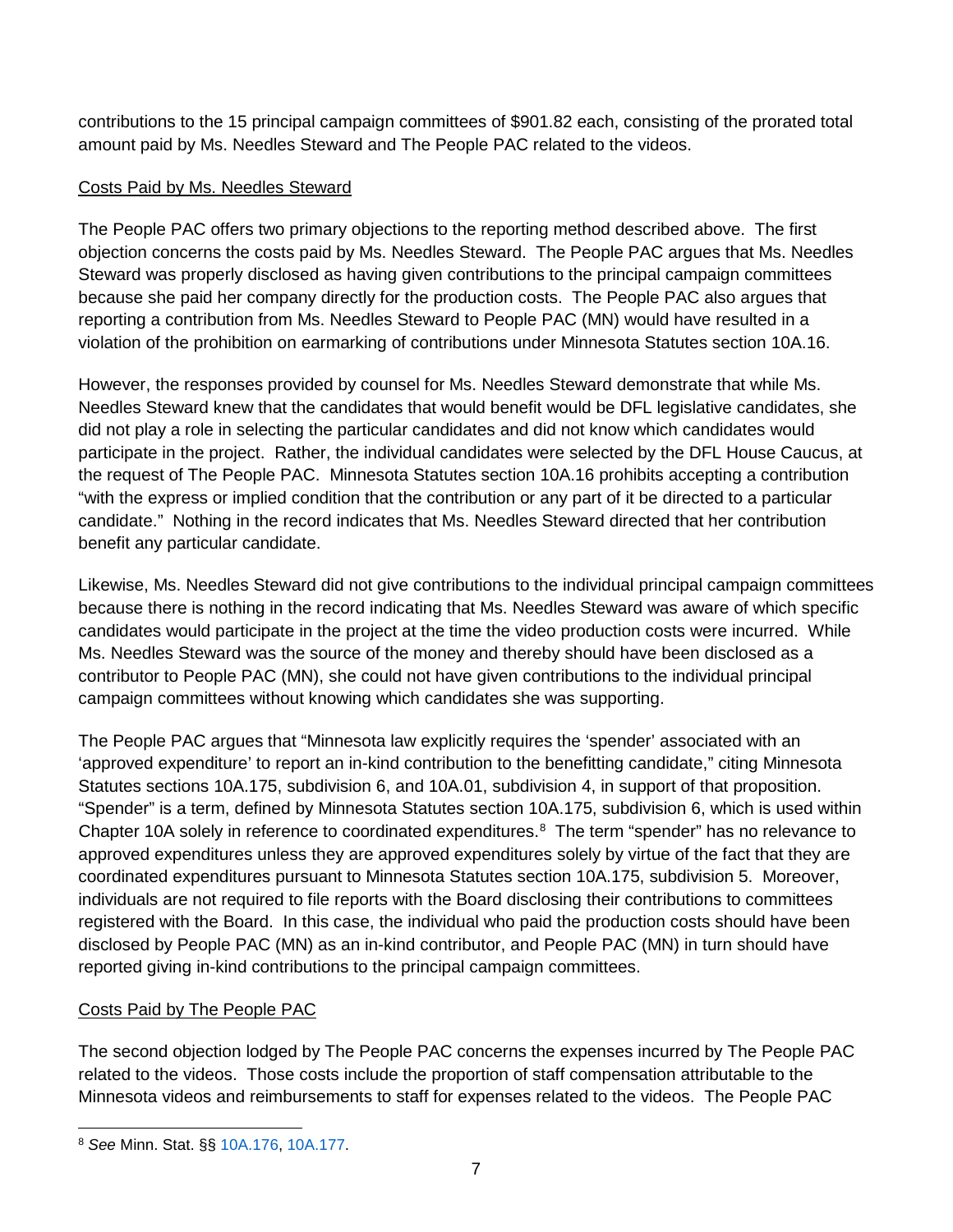contributions to the 15 principal campaign committees of $901.82 each, consisting of the prorated total amount paid by Ms. Needles Steward and The People PAC related to the videos.

Costs Paid by Ms. Needles Steward

The People PAC offers two primary objections to the reporting method described above. The first objection concerns the costs paid by Ms. Needles Steward. The People PAC argues that Ms. Needles Steward was properly disclosed as having given contributions to the principal campaign committees because she paid her company directly for the production costs. The People PAC also argues that reporting a contribution from Ms. Needles Steward to People PAC (MN) would have resulted in a violation of the prohibition on earmarking of contributions under Minnesota Statutes section 10A.16.

However, the responses provided by counsel for Ms. Needles Steward demonstrate that while Ms. Needles Steward knew that the candidates that would benefit would be DFL legislative candidates, she did not play a role in selecting the particular candidates and did not know which candidates would participate in the project. Rather, the individual candidates were selected by the DFL House Caucus, at the request of The People PAC. Minnesota Statutes section 10A.16 prohibits accepting a contribution "with the express or implied condition that the contribution or any part of it be directed to a particular candidate." Nothing in the record indicates that Ms. Needles Steward directed that her contribution benefit any particular candidate.

Likewise, Ms. Needles Steward did not give contributions to the individual principal campaign committees because there is nothing in the record indicating that Ms. Needles Steward was aware of which specific candidates would participate in the project at the time the video production costs were incurred. While Ms. Needles Steward was the source of the money and thereby should have been disclosed as a contributor to People PAC (MN), she could not have given contributions to the individual principal campaign committees without knowing which candidates she was supporting.

The People PAC argues that "Minnesota law explicitly requires the 'spender' associated with an 'approved expenditure' to report an in-kind contribution to the benefitting candidate," citing Minnesota Statutes sections 10A.175, subdivision 6, and 10A.01, subdivision 4, in support of that proposition. "Spender" is a term, defined by Minnesota Statutes section 10A.175, subdivision 6, which is used within Chapter 10A solely in reference to coordinated expenditures.[8] The term "spender" has no relevance to approved expenditures unless they are approved expenditures solely by virtue of the fact that they are coordinated expenditures pursuant to Minnesota Statutes section 10A.175, subdivision 5. Moreover, individuals are not required to file reports with the Board disclosing their contributions to committees registered with the Board. In this case, the individual who paid the production costs should have been disclosed by People PAC (MN) as an in-kind contributor, and People PAC (MN) in turn should have reported giving in-kind contributions to the principal campaign committees.

Costs Paid by The People PAC

The second objection lodged by The People PAC concerns the expenses incurred by The People PAC related to the videos. Those costs include the proportion of staff compensation attributable to the Minnesota videos and reimbursements to staff for expenses related to the videos. The People PAC

[8] *See* Minn. Stat. §§ 10A.176, 10A.177.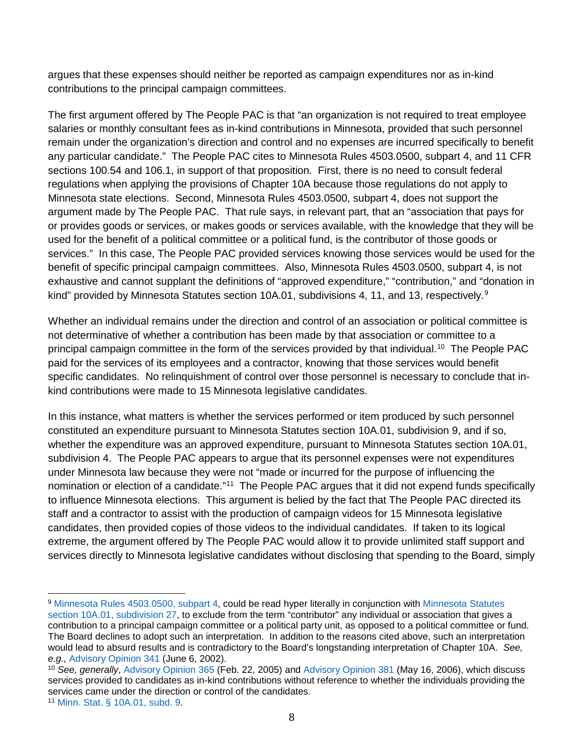argues that these expenses should neither be reported as campaign expenditures nor as in-kind contributions to the principal campaign committees.

The first argument offered by The People PAC is that "an organization is not required to treat employee salaries or monthly consultant fees as in-kind contributions in Minnesota, provided that such personnel remain under the organization's direction and control and no expenses are incurred specifically to benefit any particular candidate." The People PAC cites to Minnesota Rules 4503.0500, subpart 4, and 11 CFR sections 100.54 and 106.1, in support of that proposition. First, there is no need to consult federal regulations when applying the provisions of Chapter 10A because those regulations do not apply to Minnesota state elections. Second, Minnesota Rules 4503.0500, subpart 4, does not support the argument made by The People PAC. That rule says, in relevant part, that an "association that pays for or provides goods or services, or makes goods or services available, with the knowledge that they will be used for the benefit of a political committee or a political fund, is the contributor of those goods or services." In this case, The People PAC provided services knowing those services would be used for the benefit of specific principal campaign committees. Also, Minnesota Rules 4503.0500, subpart 4, is not exhaustive and cannot supplant the definitions of "approved expenditure," "contribution," and "donation in kind" provided by Minnesota Statutes section 10A.01, subdivisions 4, 11, and 13, respectively.[9]

Whether an individual remains under the direction and control of an association or political committee is not determinative of whether a contribution has been made by that association or committee to a principal campaign committee in the form of the services provided by that individual.[10] The People PAC paid for the services of its employees and a contractor, knowing that those services would benefit specific candidates. No relinquishment of control over those personnel is necessary to conclude that in-kind contributions were made to 15 Minnesota legislative candidates.

In this instance, what matters is whether the services performed or item produced by such personnel constituted an expenditure pursuant to Minnesota Statutes section 10A.01, subdivision 9, and if so, whether the expenditure was an approved expenditure, pursuant to Minnesota Statutes section 10A.01, subdivision 4. The People PAC appears to argue that its personnel expenses were not expenditures under Minnesota law because they were not "made or incurred for the purpose of influencing the nomination or election of a candidate."[11] The People PAC argues that it did not expend funds specifically to influence Minnesota elections. This argument is belied by the fact that The People PAC directed its staff and a contractor to assist with the production of campaign videos for 15 Minnesota legislative candidates, then provided copies of those videos to the individual candidates. If taken to its logical extreme, the argument offered by The People PAC would allow it to provide unlimited staff support and services directly to Minnesota legislative candidates without disclosing that spending to the Board, simply

---

[9] Minnesota Rules 4503.0500, subpart 4, could be read hyper literally in conjunction with Minnesota Statutes section 10A.01, subdivision 27, to exclude from the term "contributor" any individual or association that gives a contribution to a principal campaign committee or a political party unit, as opposed to a political committee or fund. The Board declines to adopt such an interpretation. In addition to the reasons cited above, such an interpretation would lead to absurd results and is contradictory to the Board's longstanding interpretation of Chapter 10A. *See, e.g.,* Advisory Opinion 341 (June 6, 2002).

[10] *See, generally*, Advisory Opinion 365 (Feb. 22, 2005) and Advisory Opinion 381 (May 16, 2006), which discuss services provided to candidates as in-kind contributions without reference to whether the individuals providing the services came under the direction or control of the candidates.

[11] Minn. Stat. § 10A.01, subd. 9.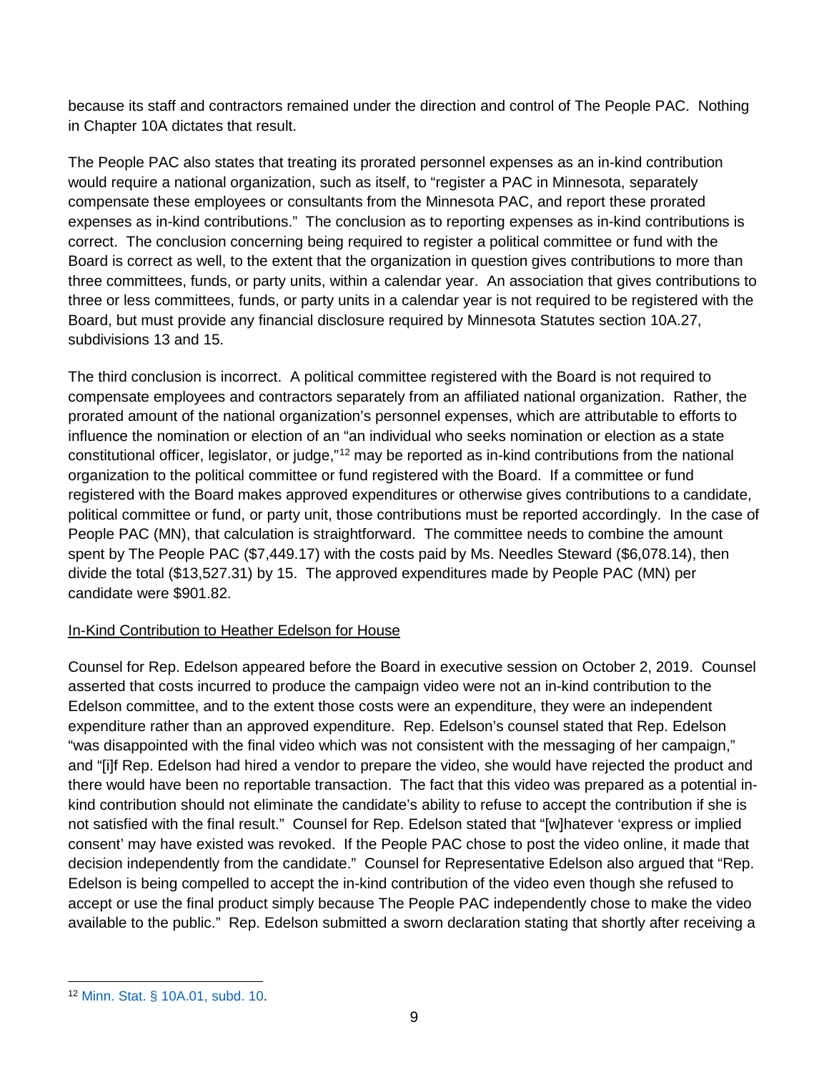because its staff and contractors remained under the direction and control of The People PAC. Nothing in Chapter 10A dictates that result.

The People PAC also states that treating its prorated personnel expenses as an in-kind contribution would require a national organization, such as itself, to "register a PAC in Minnesota, separately compensate these employees or consultants from the Minnesota PAC, and report these prorated expenses as in-kind contributions." The conclusion as to reporting expenses as in-kind contributions is correct. The conclusion concerning being required to register a political committee or fund with the Board is correct as well, to the extent that the organization in question gives contributions to more than three committees, funds, or party units, within a calendar year. An association that gives contributions to three or less committees, funds, or party units in a calendar year is not required to be registered with the Board, but must provide any financial disclosure required by Minnesota Statutes section 10A.27, subdivisions 13 and 15.

The third conclusion is incorrect. A political committee registered with the Board is not required to compensate employees and contractors separately from an affiliated national organization. Rather, the prorated amount of the national organization's personnel expenses, which are attributable to efforts to influence the nomination or election of an "an individual who seeks nomination or election as a state constitutional officer, legislator, or judge,"[12] may be reported as in-kind contributions from the national organization to the political committee or fund registered with the Board. If a committee or fund registered with the Board makes approved expenditures or otherwise gives contributions to a candidate, political committee or fund, or party unit, those contributions must be reported accordingly. In the case of People PAC (MN), that calculation is straightforward. The committee needs to combine the amount spent by The People PAC ($7,449.17) with the costs paid by Ms. Needles Steward ($6,078.14), then divide the total ($13,527.31) by 15. The approved expenditures made by People PAC (MN) per candidate were $901.82.

In-Kind Contribution to Heather Edelson for House

Counsel for Rep. Edelson appeared before the Board in executive session on October 2, 2019. Counsel asserted that costs incurred to produce the campaign video were not an in-kind contribution to the Edelson committee, and to the extent those costs were an expenditure, they were an independent expenditure rather than an approved expenditure. Rep. Edelson's counsel stated that Rep. Edelson "was disappointed with the final video which was not consistent with the messaging of her campaign," and "[i]f Rep. Edelson had hired a vendor to prepare the video, she would have rejected the product and there would have been no reportable transaction. The fact that this video was prepared as a potential in-kind contribution should not eliminate the candidate's ability to refuse to accept the contribution if she is not satisfied with the final result." Counsel for Rep. Edelson stated that "[w]hatever 'express or implied consent' may have existed was revoked. If the People PAC chose to post the video online, it made that decision independently from the candidate." Counsel for Representative Edelson also argued that "Rep. Edelson is being compelled to accept the in-kind contribution of the video even though she refused to accept or use the final product simply because The People PAC independently chose to make the video available to the public." Rep. Edelson submitted a sworn declaration stating that shortly after receiving a

[12] Minn. Stat. § 10A.01, subd. 10.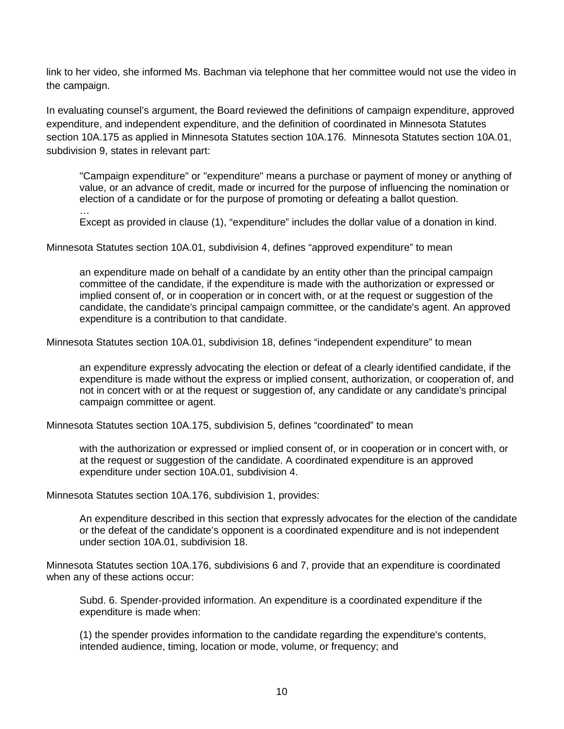link to her video, she informed Ms. Bachman via telephone that her committee would not use the video in the campaign.

In evaluating counsel's argument, the Board reviewed the definitions of campaign expenditure, approved expenditure, and independent expenditure, and the definition of coordinated in Minnesota Statutes section 10A.175 as applied in Minnesota Statutes section 10A.176. Minnesota Statutes section 10A.01, subdivision 9, states in relevant part:

> "Campaign expenditure" or "expenditure" means a purchase or payment of money or anything of value, or an advance of credit, made or incurred for the purpose of influencing the nomination or election of a candidate or for the purpose of promoting or defeating a ballot question.
> …
> Except as provided in clause (1), "expenditure" includes the dollar value of a donation in kind.

Minnesota Statutes section 10A.01, subdivision 4, defines "approved expenditure" to mean

> an expenditure made on behalf of a candidate by an entity other than the principal campaign committee of the candidate, if the expenditure is made with the authorization or expressed or implied consent of, or in cooperation or in concert with, or at the request or suggestion of the candidate, the candidate's principal campaign committee, or the candidate's agent. An approved expenditure is a contribution to that candidate.

Minnesota Statutes section 10A.01, subdivision 18, defines "independent expenditure" to mean

> an expenditure expressly advocating the election or defeat of a clearly identified candidate, if the expenditure is made without the express or implied consent, authorization, or cooperation of, and not in concert with or at the request or suggestion of, any candidate or any candidate's principal campaign committee or agent.

Minnesota Statutes section 10A.175, subdivision 5, defines "coordinated" to mean

> with the authorization or expressed or implied consent of, or in cooperation or in concert with, or at the request or suggestion of the candidate. A coordinated expenditure is an approved expenditure under section 10A.01, subdivision 4.

Minnesota Statutes section 10A.176, subdivision 1, provides:

> An expenditure described in this section that expressly advocates for the election of the candidate or the defeat of the candidate's opponent is a coordinated expenditure and is not independent under section 10A.01, subdivision 18.

Minnesota Statutes section 10A.176, subdivisions 6 and 7, provide that an expenditure is coordinated when any of these actions occur:

> Subd. 6. Spender-provided information. An expenditure is a coordinated expenditure if the expenditure is made when:
>
> (1) the spender provides information to the candidate regarding the expenditure's contents, intended audience, timing, location or mode, volume, or frequency; and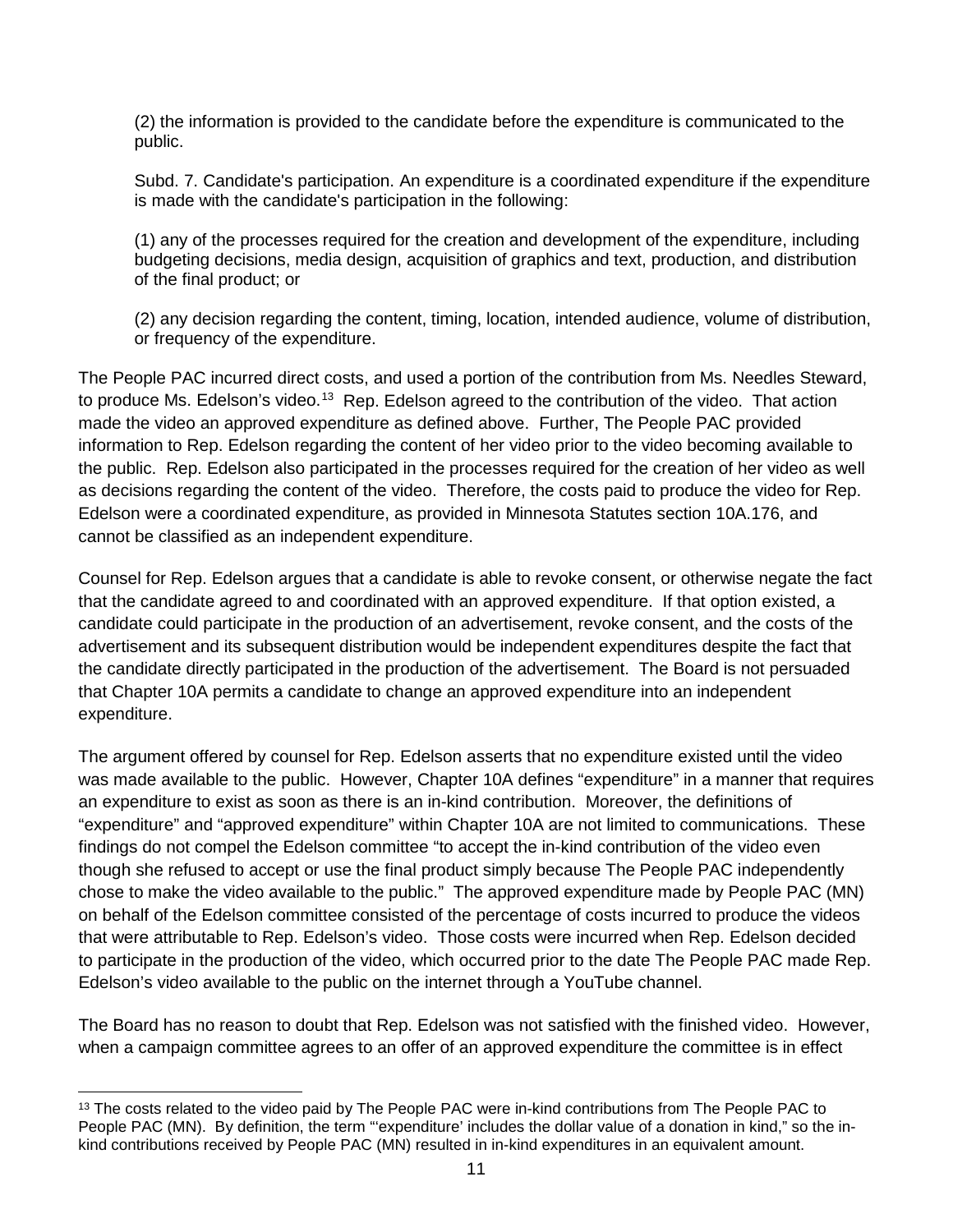(2) the information is provided to the candidate before the expenditure is communicated to the public.

Subd. 7. Candidate's participation. An expenditure is a coordinated expenditure if the expenditure is made with the candidate's participation in the following:

(1) any of the processes required for the creation and development of the expenditure, including budgeting decisions, media design, acquisition of graphics and text, production, and distribution of the final product; or

(2) any decision regarding the content, timing, location, intended audience, volume of distribution, or frequency of the expenditure.

The People PAC incurred direct costs, and used a portion of the contribution from Ms. Needles Steward, to produce Ms. Edelson's video.[13] Rep. Edelson agreed to the contribution of the video. That action made the video an approved expenditure as defined above. Further, The People PAC provided information to Rep. Edelson regarding the content of her video prior to the video becoming available to the public. Rep. Edelson also participated in the processes required for the creation of her video as well as decisions regarding the content of the video. Therefore, the costs paid to produce the video for Rep. Edelson were a coordinated expenditure, as provided in Minnesota Statutes section 10A.176, and cannot be classified as an independent expenditure.

Counsel for Rep. Edelson argues that a candidate is able to revoke consent, or otherwise negate the fact that the candidate agreed to and coordinated with an approved expenditure. If that option existed, a candidate could participate in the production of an advertisement, revoke consent, and the costs of the advertisement and its subsequent distribution would be independent expenditures despite the fact that the candidate directly participated in the production of the advertisement. The Board is not persuaded that Chapter 10A permits a candidate to change an approved expenditure into an independent expenditure.

The argument offered by counsel for Rep. Edelson asserts that no expenditure existed until the video was made available to the public. However, Chapter 10A defines "expenditure" in a manner that requires an expenditure to exist as soon as there is an in-kind contribution. Moreover, the definitions of "expenditure" and "approved expenditure" within Chapter 10A are not limited to communications. These findings do not compel the Edelson committee "to accept the in-kind contribution of the video even though she refused to accept or use the final product simply because The People PAC independently chose to make the video available to the public." The approved expenditure made by People PAC (MN) on behalf of the Edelson committee consisted of the percentage of costs incurred to produce the videos that were attributable to Rep. Edelson's video. Those costs were incurred when Rep. Edelson decided to participate in the production of the video, which occurred prior to the date The People PAC made Rep. Edelson's video available to the public on the internet through a YouTube channel.

The Board has no reason to doubt that Rep. Edelson was not satisfied with the finished video. However, when a campaign committee agrees to an offer of an approved expenditure the committee is in effect

[13] The costs related to the video paid by The People PAC were in-kind contributions from The People PAC to People PAC (MN). By definition, the term "'expenditure' includes the dollar value of a donation in kind," so the in-kind contributions received by People PAC (MN) resulted in in-kind expenditures in an equivalent amount.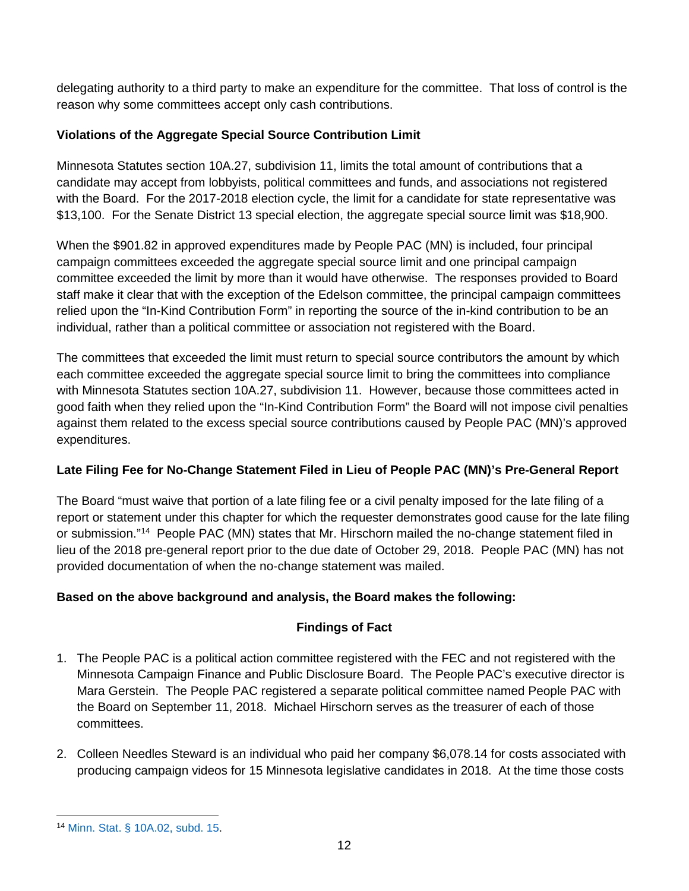delegating authority to a third party to make an expenditure for the committee. That loss of control is the reason why some committees accept only cash contributions.

**Violations of the Aggregate Special Source Contribution Limit**

Minnesota Statutes section 10A.27, subdivision 11, limits the total amount of contributions that a candidate may accept from lobbyists, political committees and funds, and associations not registered with the Board. For the 2017-2018 election cycle, the limit for a candidate for state representative was $13,100. For the Senate District 13 special election, the aggregate special source limit was $18,900.

When the $901.82 in approved expenditures made by People PAC (MN) is included, four principal campaign committees exceeded the aggregate special source limit and one principal campaign committee exceeded the limit by more than it would have otherwise. The responses provided to Board staff make it clear that with the exception of the Edelson committee, the principal campaign committees relied upon the "In-Kind Contribution Form" in reporting the source of the in-kind contribution to be an individual, rather than a political committee or association not registered with the Board.

The committees that exceeded the limit must return to special source contributors the amount by which each committee exceeded the aggregate special source limit to bring the committees into compliance with Minnesota Statutes section 10A.27, subdivision 11. However, because those committees acted in good faith when they relied upon the "In-Kind Contribution Form" the Board will not impose civil penalties against them related to the excess special source contributions caused by People PAC (MN)'s approved expenditures.

**Late Filing Fee for No-Change Statement Filed in Lieu of People PAC (MN)'s Pre-General Report**

The Board "must waive that portion of a late filing fee or a civil penalty imposed for the late filing of a report or statement under this chapter for which the requester demonstrates good cause for the late filing or submission."[14] People PAC (MN) states that Mr. Hirschorn mailed the no-change statement filed in lieu of the 2018 pre-general report prior to the due date of October 29, 2018. People PAC (MN) has not provided documentation of when the no-change statement was mailed.

**Based on the above background and analysis, the Board makes the following:**

**Findings of Fact**

1. The People PAC is a political action committee registered with the FEC and not registered with the Minnesota Campaign Finance and Public Disclosure Board. The People PAC's executive director is Mara Gerstein. The People PAC registered a separate political committee named People PAC with the Board on September 11, 2018. Michael Hirschorn serves as the treasurer of each of those committees.

2. Colleen Needles Steward is an individual who paid her company $6,078.14 for costs associated with producing campaign videos for 15 Minnesota legislative candidates in 2018. At the time those costs

[14] Minn. Stat. § 10A.02, subd. 15.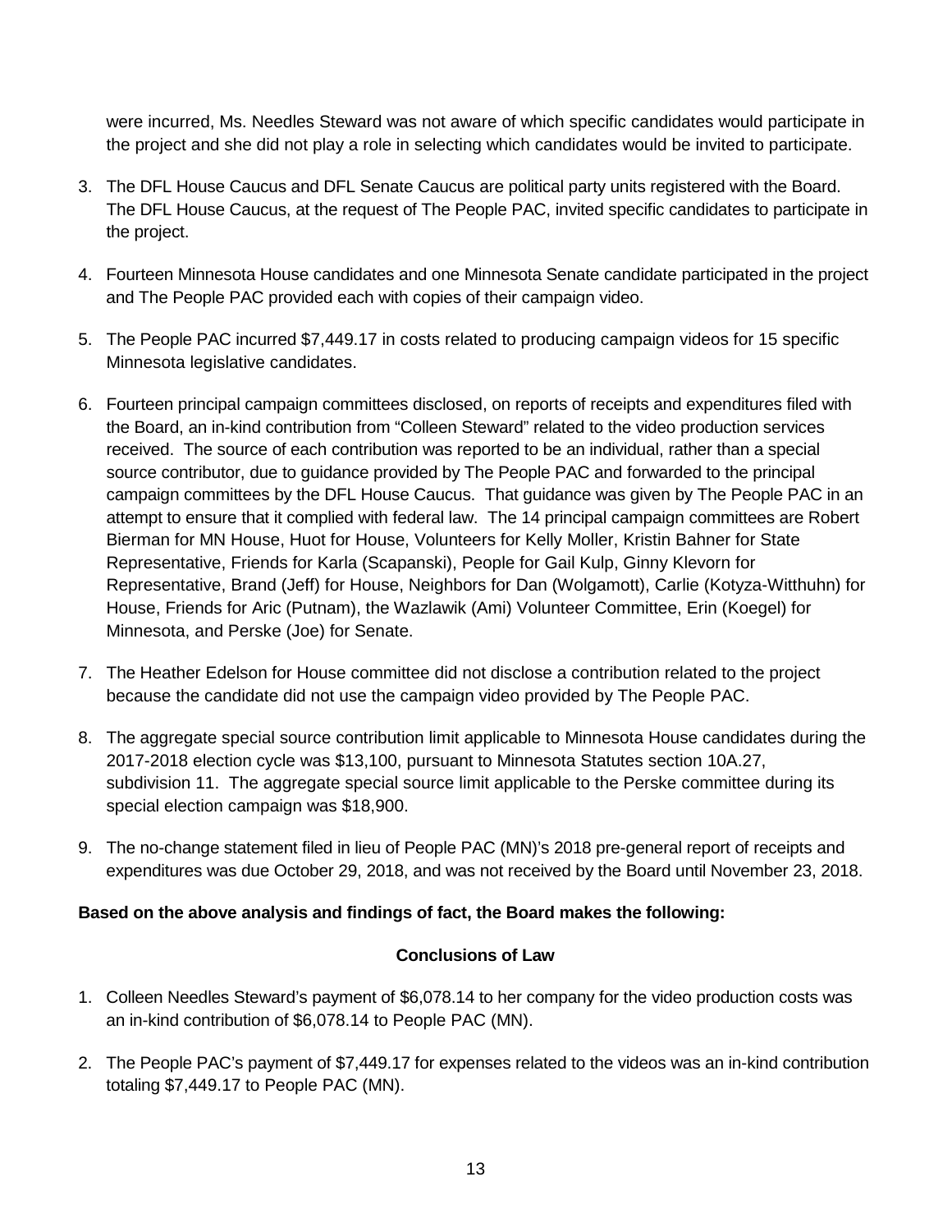were incurred, Ms. Needles Steward was not aware of which specific candidates would participate in the project and she did not play a role in selecting which candidates would be invited to participate.

3. The DFL House Caucus and DFL Senate Caucus are political party units registered with the Board. The DFL House Caucus, at the request of The People PAC, invited specific candidates to participate in the project.

4. Fourteen Minnesota House candidates and one Minnesota Senate candidate participated in the project and The People PAC provided each with copies of their campaign video.

5. The People PAC incurred $7,449.17 in costs related to producing campaign videos for 15 specific Minnesota legislative candidates.

6. Fourteen principal campaign committees disclosed, on reports of receipts and expenditures filed with the Board, an in-kind contribution from "Colleen Steward" related to the video production services received. The source of each contribution was reported to be an individual, rather than a special source contributor, due to guidance provided by The People PAC and forwarded to the principal campaign committees by the DFL House Caucus. That guidance was given by The People PAC in an attempt to ensure that it complied with federal law. The 14 principal campaign committees are Robert Bierman for MN House, Huot for House, Volunteers for Kelly Moller, Kristin Bahner for State Representative, Friends for Karla (Scapanski), People for Gail Kulp, Ginny Klevorn for Representative, Brand (Jeff) for House, Neighbors for Dan (Wolgamott), Carlie (Kotyza-Witthuhn) for House, Friends for Aric (Putnam), the Wazlawik (Ami) Volunteer Committee, Erin (Koegel) for Minnesota, and Perske (Joe) for Senate.

7. The Heather Edelson for House committee did not disclose a contribution related to the project because the candidate did not use the campaign video provided by The People PAC.

8. The aggregate special source contribution limit applicable to Minnesota House candidates during the 2017-2018 election cycle was $13,100, pursuant to Minnesota Statutes section 10A.27, subdivision 11. The aggregate special source limit applicable to the Perske committee during its special election campaign was $18,900.

9. The no-change statement filed in lieu of People PAC (MN)'s 2018 pre-general report of receipts and expenditures was due October 29, 2018, and was not received by the Board until November 23, 2018.

**Based on the above analysis and findings of fact, the Board makes the following:**

**Conclusions of Law**

1. Colleen Needles Steward's payment of $6,078.14 to her company for the video production costs was an in-kind contribution of $6,078.14 to People PAC (MN).

2. The People PAC's payment of $7,449.17 for expenses related to the videos was an in-kind contribution totaling $7,449.17 to People PAC (MN).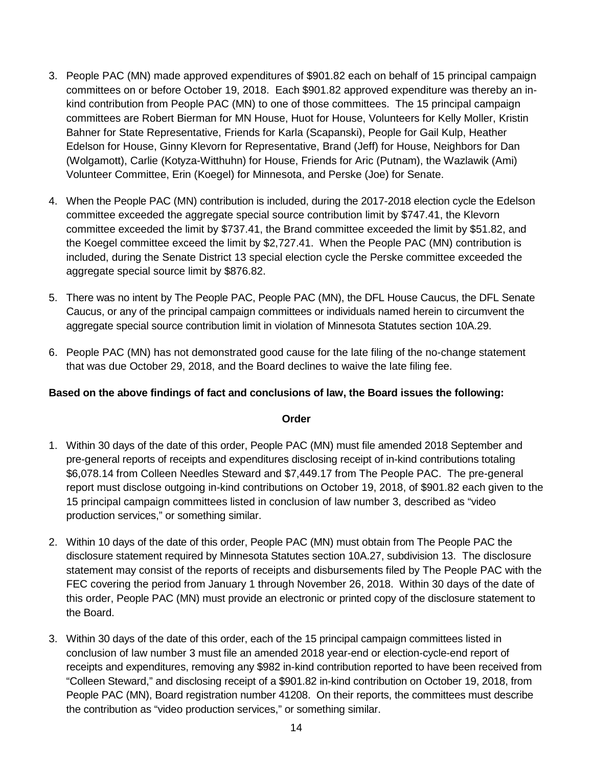3. People PAC (MN) made approved expenditures of $901.82 each on behalf of 15 principal campaign committees on or before October 19, 2018. Each $901.82 approved expenditure was thereby an in-kind contribution from People PAC (MN) to one of those committees. The 15 principal campaign committees are Robert Bierman for MN House, Huot for House, Volunteers for Kelly Moller, Kristin Bahner for State Representative, Friends for Karla (Scapanski), People for Gail Kulp, Heather Edelson for House, Ginny Klevorn for Representative, Brand (Jeff) for House, Neighbors for Dan (Wolgamott), Carlie (Kotyza-Witthuhn) for House, Friends for Aric (Putnam), the Wazlawik (Ami) Volunteer Committee, Erin (Koegel) for Minnesota, and Perske (Joe) for Senate.

4. When the People PAC (MN) contribution is included, during the 2017-2018 election cycle the Edelson committee exceeded the aggregate special source contribution limit by $747.41, the Klevorn committee exceeded the limit by $737.41, the Brand committee exceeded the limit by $51.82, and the Koegel committee exceed the limit by $2,727.41. When the People PAC (MN) contribution is included, during the Senate District 13 special election cycle the Perske committee exceeded the aggregate special source limit by $876.82.

5. There was no intent by The People PAC, People PAC (MN), the DFL House Caucus, the DFL Senate Caucus, or any of the principal campaign committees or individuals named herein to circumvent the aggregate special source contribution limit in violation of Minnesota Statutes section 10A.29.

6. People PAC (MN) has not demonstrated good cause for the late filing of the no-change statement that was due October 29, 2018, and the Board declines to waive the late filing fee.

**Based on the above findings of fact and conclusions of law, the Board issues the following:**

## Order

1. Within 30 days of the date of this order, People PAC (MN) must file amended 2018 September and pre-general reports of receipts and expenditures disclosing receipt of in-kind contributions totaling $6,078.14 from Colleen Needles Steward and $7,449.17 from The People PAC. The pre-general report must disclose outgoing in-kind contributions on October 19, 2018, of $901.82 each given to the 15 principal campaign committees listed in conclusion of law number 3, described as "video production services," or something similar.

2. Within 10 days of the date of this order, People PAC (MN) must obtain from The People PAC the disclosure statement required by Minnesota Statutes section 10A.27, subdivision 13. The disclosure statement may consist of the reports of receipts and disbursements filed by The People PAC with the FEC covering the period from January 1 through November 26, 2018. Within 30 days of the date of this order, People PAC (MN) must provide an electronic or printed copy of the disclosure statement to the Board.

3. Within 30 days of the date of this order, each of the 15 principal campaign committees listed in conclusion of law number 3 must file an amended 2018 year-end or election-cycle-end report of receipts and expenditures, removing any $982 in-kind contribution reported to have been received from "Colleen Steward," and disclosing receipt of a $901.82 in-kind contribution on October 19, 2018, from People PAC (MN), Board registration number 41208. On their reports, the committees must describe the contribution as "video production services," or something similar.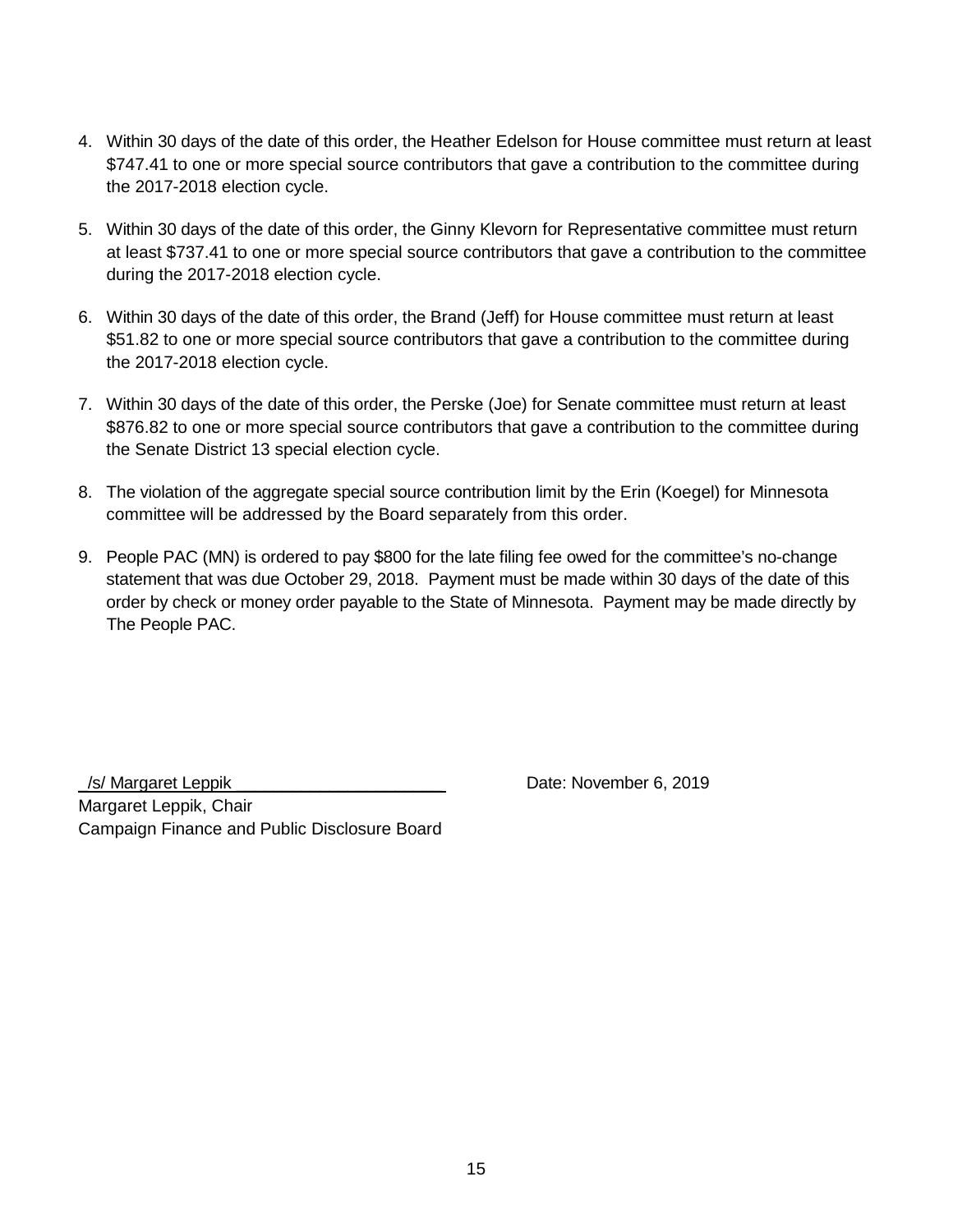4. Within 30 days of the date of this order, the Heather Edelson for House committee must return at least $747.41 to one or more special source contributors that gave a contribution to the committee during the 2017-2018 election cycle.

5. Within 30 days of the date of this order, the Ginny Klevorn for Representative committee must return at least $737.41 to one or more special source contributors that gave a contribution to the committee during the 2017-2018 election cycle.

6. Within 30 days of the date of this order, the Brand (Jeff) for House committee must return at least $51.82 to one or more special source contributors that gave a contribution to the committee during the 2017-2018 election cycle.

7. Within 30 days of the date of this order, the Perske (Joe) for Senate committee must return at least $876.82 to one or more special source contributors that gave a contribution to the committee during the Senate District 13 special election cycle.

8. The violation of the aggregate special source contribution limit by the Erin (Koegel) for Minnesota committee will be addressed by the Board separately from this order.

9. People PAC (MN) is ordered to pay $800 for the late filing fee owed for the committee's no-change statement that was due October 29, 2018. Payment must be made within 30 days of the date of this order by check or money order payable to the State of Minnesota. Payment may be made directly by The People PAC.

/s/ Margaret Leppik
Margaret Leppik, Chair
Campaign Finance and Public Disclosure Board

Date: November 6, 2019